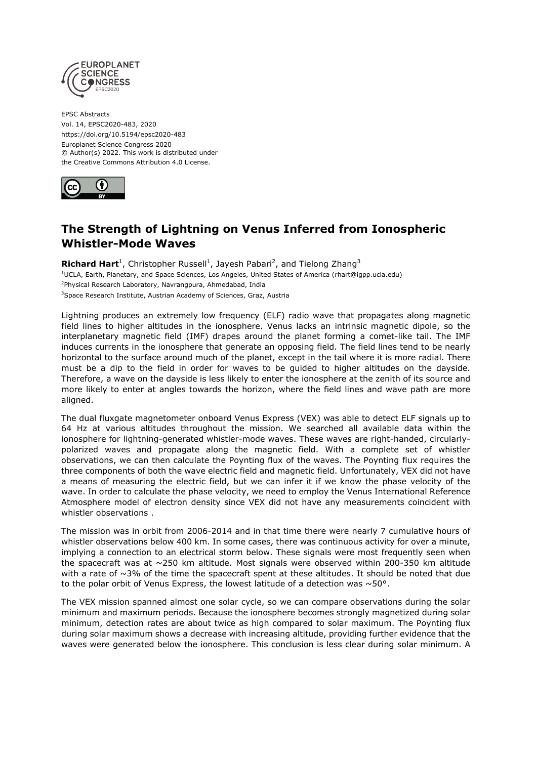EPSC Abstracts
Vol. 14, EPSC2020-483, 2020
https://doi.org/10.5194/epsc2020-483
Europlanet Science Congress 2020
© Author(s) 2022. This work is distributed under
the Creative Commons Attribution 4.0 License.

# The Strength of Lightning on Venus Inferred from Ionospheric Whistler-Mode Waves

**Richard Hart**[1], Christopher Russell[1], Jayesh Pabari[2], and Tielong Zhang[3]

[1]UCLA, Earth, Planetary, and Space Sciences, Los Angeles, United States of America (rhart@igpp.ucla.edu)
[2]Physical Research Laboratory, Navrangpura, Ahmedabad, India
[3]Space Research Institute, Austrian Academy of Sciences, Graz, Austria

Lightning produces an extremely low frequency (ELF) radio wave that propagates along magnetic field lines to higher altitudes in the ionosphere. Venus lacks an intrinsic magnetic dipole, so the interplanetary magnetic field (IMF) drapes around the planet forming a comet-like tail. The IMF induces currents in the ionosphere that generate an opposing field. The field lines tend to be nearly horizontal to the surface around much of the planet, except in the tail where it is more radial. There must be a dip to the field in order for waves to be guided to higher altitudes on the dayside. Therefore, a wave on the dayside is less likely to enter the ionosphere at the zenith of its source and more likely to enter at angles towards the horizon, where the field lines and wave path are more aligned.

The dual fluxgate magnetometer onboard Venus Express (VEX) was able to detect ELF signals up to 64 Hz at various altitudes throughout the mission. We searched all available data within the ionosphere for lightning-generated whistler-mode waves. These waves are right-handed, circularly-polarized waves and propagate along the magnetic field. With a complete set of whistler observations, we can then calculate the Poynting flux of the waves. The Poynting flux requires the three components of both the wave electric field and magnetic field. Unfortunately, VEX did not have a means of measuring the electric field, but we can infer it if we know the phase velocity of the wave. In order to calculate the phase velocity, we need to employ the Venus International Reference Atmosphere model of electron density since VEX did not have any measurements coincident with whistler observations .

The mission was in orbit from 2006-2014 and in that time there were nearly 7 cumulative hours of whistler observations below 400 km. In some cases, there was continuous activity for over a minute, implying a connection to an electrical storm below. These signals were most frequently seen when the spacecraft was at ~250 km altitude. Most signals were observed within 200-350 km altitude with a rate of ~3% of the time the spacecraft spent at these altitudes. It should be noted that due to the polar orbit of Venus Express, the lowest latitude of a detection was ~50°.

The VEX mission spanned almost one solar cycle, so we can compare observations during the solar minimum and maximum periods. Because the ionosphere becomes strongly magnetized during solar minimum, detection rates are about twice as high compared to solar maximum. The Poynting flux during solar maximum shows a decrease with increasing altitude, providing further evidence that the waves were generated below the ionosphere. This conclusion is less clear during solar minimum. A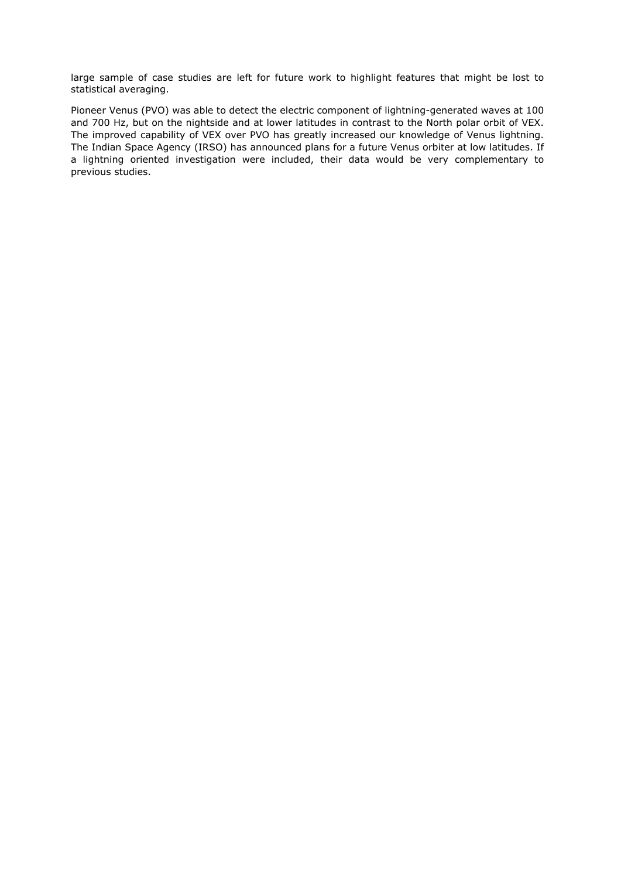large sample of case studies are left for future work to highlight features that might be lost to statistical averaging.

Pioneer Venus (PVO) was able to detect the electric component of lightning-generated waves at 100 and 700 Hz, but on the nightside and at lower latitudes in contrast to the North polar orbit of VEX. The improved capability of VEX over PVO has greatly increased our knowledge of Venus lightning. The Indian Space Agency (IRSO) has announced plans for a future Venus orbiter at low latitudes. If a lightning oriented investigation were included, their data would be very complementary to previous studies.